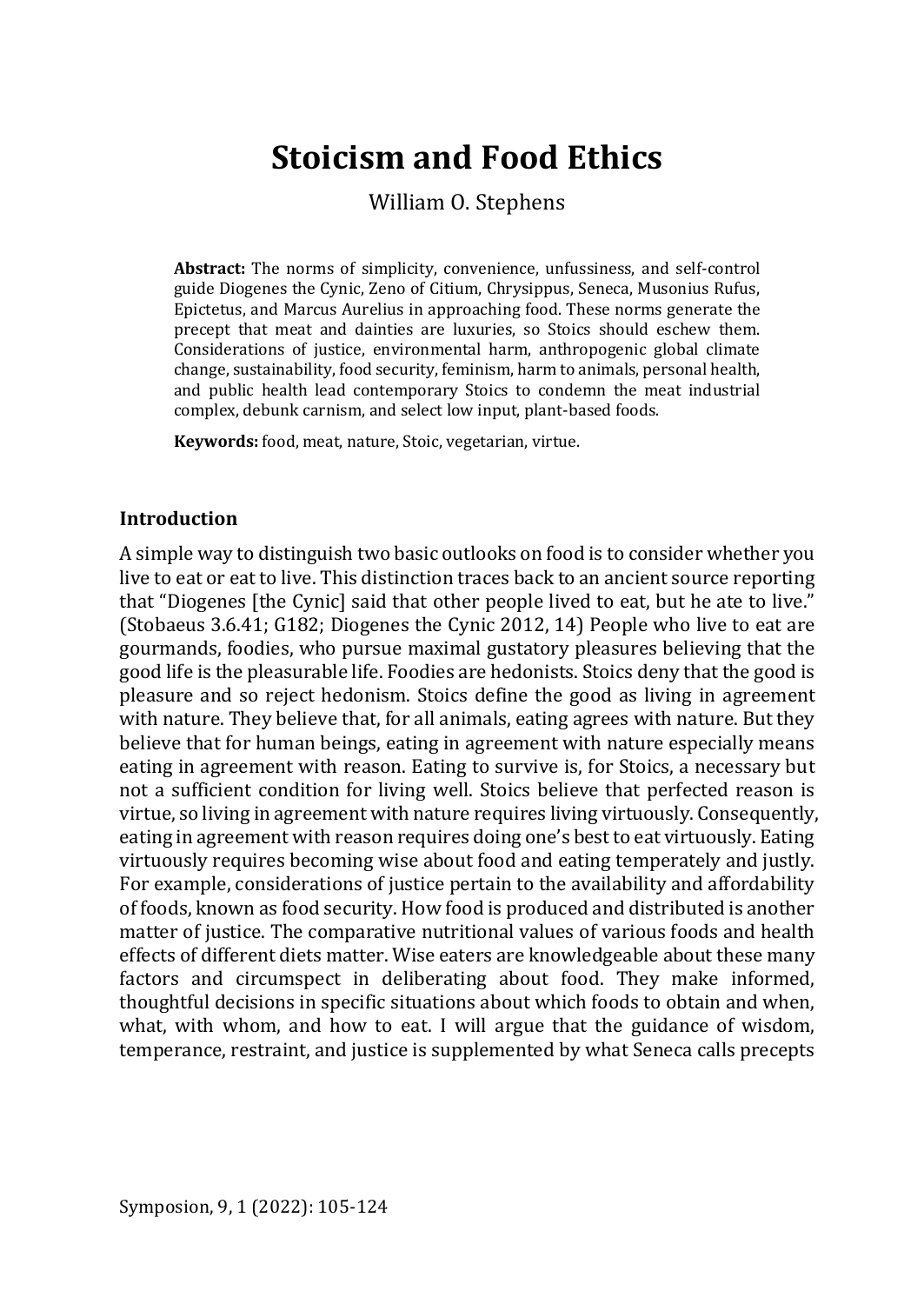# Stoicism and Food Ethics

William O. Stephens

**Abstract:** The norms of simplicity, convenience, unfussiness, and self-control guide Diogenes the Cynic, Zeno of Citium, Chrysippus, Seneca, Musonius Rufus, Epictetus, and Marcus Aurelius in approaching food. These norms generate the precept that meat and dainties are luxuries, so Stoics should eschew them. Considerations of justice, environmental harm, anthropogenic global climate change, sustainability, food security, feminism, harm to animals, personal health, and public health lead contemporary Stoics to condemn the meat industrial complex, debunk carnism, and select low input, plant-based foods.

**Keywords:** food, meat, nature, Stoic, vegetarian, virtue.

## Introduction

A simple way to distinguish two basic outlooks on food is to consider whether you live to eat or eat to live. This distinction traces back to an ancient source reporting that "Diogenes [the Cynic] said that other people lived to eat, but he ate to live." (Stobaeus 3.6.41; G182; Diogenes the Cynic 2012, 14) People who live to eat are gourmands, foodies, who pursue maximal gustatory pleasures believing that the good life is the pleasurable life. Foodies are hedonists. Stoics deny that the good is pleasure and so reject hedonism. Stoics define the good as living in agreement with nature. They believe that, for all animals, eating agrees with nature. But they believe that for human beings, eating in agreement with nature especially means eating in agreement with reason. Eating to survive is, for Stoics, a necessary but not a sufficient condition for living well. Stoics believe that perfected reason is virtue, so living in agreement with nature requires living virtuously. Consequently, eating in agreement with reason requires doing one's best to eat virtuously. Eating virtuously requires becoming wise about food and eating temperately and justly. For example, considerations of justice pertain to the availability and affordability of foods, known as food security. How food is produced and distributed is another matter of justice. The comparative nutritional values of various foods and health effects of different diets matter. Wise eaters are knowledgeable about these many factors and circumspect in deliberating about food. They make informed, thoughtful decisions in specific situations about which foods to obtain and when, what, with whom, and how to eat. I will argue that the guidance of wisdom, temperance, restraint, and justice is supplemented by what Seneca calls precepts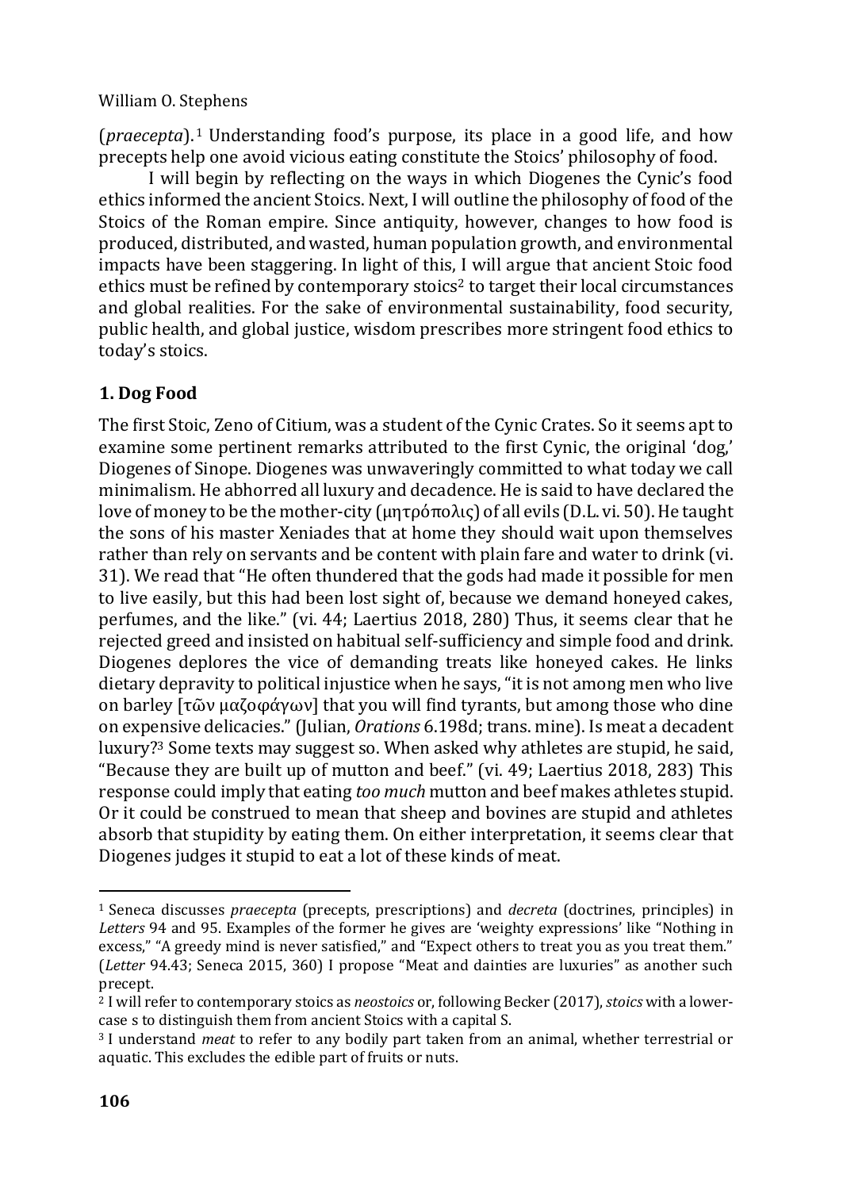(*praecepta*).[1] Understanding food's purpose, its place in a good life, and how precepts help one avoid vicious eating constitute the Stoics' philosophy of food.

I will begin by reflecting on the ways in which Diogenes the Cynic's food ethics informed the ancient Stoics. Next, I will outline the philosophy of food of the Stoics of the Roman empire. Since antiquity, however, changes to how food is produced, distributed, and wasted, human population growth, and environmental impacts have been staggering. In light of this, I will argue that ancient Stoic food ethics must be refined by contemporary stoics[2] to target their local circumstances and global realities. For the sake of environmental sustainability, food security, public health, and global justice, wisdom prescribes more stringent food ethics to today's stoics.

## 1. Dog Food

The first Stoic, Zeno of Citium, was a student of the Cynic Crates. So it seems apt to examine some pertinent remarks attributed to the first Cynic, the original 'dog,' Diogenes of Sinope. Diogenes was unwaveringly committed to what today we call minimalism. He abhorred all luxury and decadence. He is said to have declared the love of money to be the mother-city (μητρόπολις) of all evils (D.L. vi. 50). He taught the sons of his master Xeniades that at home they should wait upon themselves rather than rely on servants and be content with plain fare and water to drink (vi. 31). We read that "He often thundered that the gods had made it possible for men to live easily, but this had been lost sight of, because we demand honeyed cakes, perfumes, and the like." (vi. 44; Laertius 2018, 280) Thus, it seems clear that he rejected greed and insisted on habitual self-sufficiency and simple food and drink. Diogenes deplores the vice of demanding treats like honeyed cakes. He links dietary depravity to political injustice when he says, "it is not among men who live on barley [τῶν μαζοφάγων] that you will find tyrants, but among those who dine on expensive delicacies." (Julian, *Orations* 6.198d; trans. mine). Is meat a decadent luxury?[3] Some texts may suggest so. When asked why athletes are stupid, he said, "Because they are built up of mutton and beef." (vi. 49; Laertius 2018, 283) This response could imply that eating *too much* mutton and beef makes athletes stupid. Or it could be construed to mean that sheep and bovines are stupid and athletes absorb that stupidity by eating them. On either interpretation, it seems clear that Diogenes judges it stupid to eat a lot of these kinds of meat.

---

[1] Seneca discusses *praecepta* (precepts, prescriptions) and *decreta* (doctrines, principles) in *Letters* 94 and 95. Examples of the former he gives are 'weighty expressions' like "Nothing in excess," "A greedy mind is never satisfied," and "Expect others to treat you as you treat them." (*Letter* 94.43; Seneca 2015, 360) I propose "Meat and dainties are luxuries" as another such precept.

[2] I will refer to contemporary stoics as *neostoics* or, following Becker (2017), *stoics* with a lowercase s to distinguish them from ancient Stoics with a capital S.

[3] I understand *meat* to refer to any bodily part taken from an animal, whether terrestrial or aquatic. This excludes the edible part of fruits or nuts.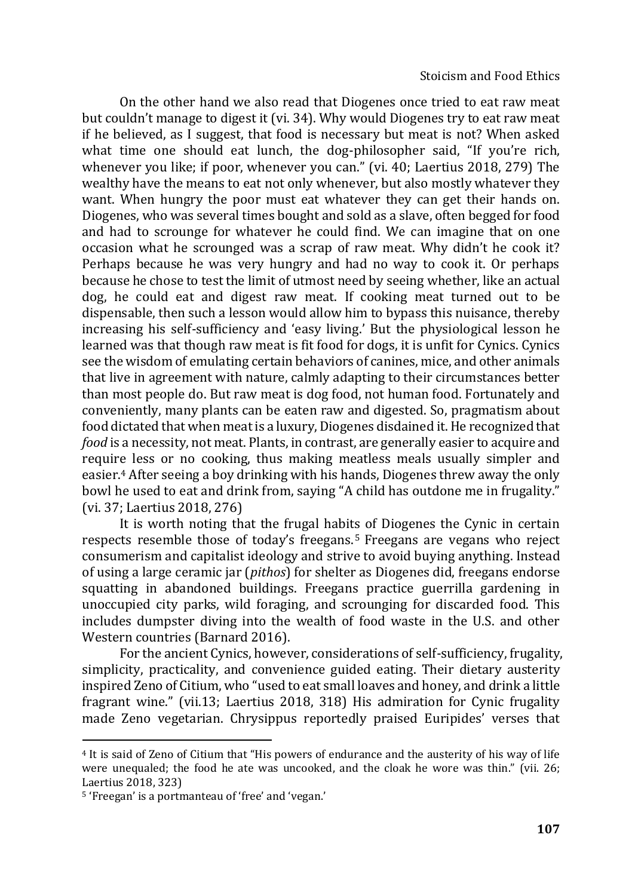On the other hand we also read that Diogenes once tried to eat raw meat but couldn't manage to digest it (vi. 34). Why would Diogenes try to eat raw meat if he believed, as I suggest, that food is necessary but meat is not? When asked what time one should eat lunch, the dog-philosopher said, "If you're rich, whenever you like; if poor, whenever you can." (vi. 40; Laertius 2018, 279) The wealthy have the means to eat not only whenever, but also mostly whatever they want. When hungry the poor must eat whatever they can get their hands on. Diogenes, who was several times bought and sold as a slave, often begged for food and had to scrounge for whatever he could find. We can imagine that on one occasion what he scrounged was a scrap of raw meat. Why didn't he cook it? Perhaps because he was very hungry and had no way to cook it. Or perhaps because he chose to test the limit of utmost need by seeing whether, like an actual dog, he could eat and digest raw meat. If cooking meat turned out to be dispensable, then such a lesson would allow him to bypass this nuisance, thereby increasing his self-sufficiency and 'easy living.' But the physiological lesson he learned was that though raw meat is fit food for dogs, it is unfit for Cynics. Cynics see the wisdom of emulating certain behaviors of canines, mice, and other animals that live in agreement with nature, calmly adapting to their circumstances better than most people do. But raw meat is dog food, not human food. Fortunately and conveniently, many plants can be eaten raw and digested. So, pragmatism about food dictated that when meat is a luxury, Diogenes disdained it. He recognized that *food* is a necessity, not meat. Plants, in contrast, are generally easier to acquire and require less or no cooking, thus making meatless meals usually simpler and easier.[4] After seeing a boy drinking with his hands, Diogenes threw away the only bowl he used to eat and drink from, saying "A child has outdone me in frugality." (vi. 37; Laertius 2018, 276)

It is worth noting that the frugal habits of Diogenes the Cynic in certain respects resemble those of today's freegans.[5] Freegans are vegans who reject consumerism and capitalist ideology and strive to avoid buying anything. Instead of using a large ceramic jar (*pithos*) for shelter as Diogenes did, freegans endorse squatting in abandoned buildings. Freegans practice guerrilla gardening in unoccupied city parks, wild foraging, and scrounging for discarded food. This includes dumpster diving into the wealth of food waste in the U.S. and other Western countries (Barnard 2016).

For the ancient Cynics, however, considerations of self-sufficiency, frugality, simplicity, practicality, and convenience guided eating. Their dietary austerity inspired Zeno of Citium, who "used to eat small loaves and honey, and drink a little fragrant wine." (vii.13; Laertius 2018, 318) His admiration for Cynic frugality made Zeno vegetarian. Chrysippus reportedly praised Euripides' verses that

---

[4] It is said of Zeno of Citium that "His powers of endurance and the austerity of his way of life were unequaled; the food he ate was uncooked, and the cloak he wore was thin." (vii. 26; Laertius 2018, 323)

[5] 'Freegan' is a portmanteau of 'free' and 'vegan.'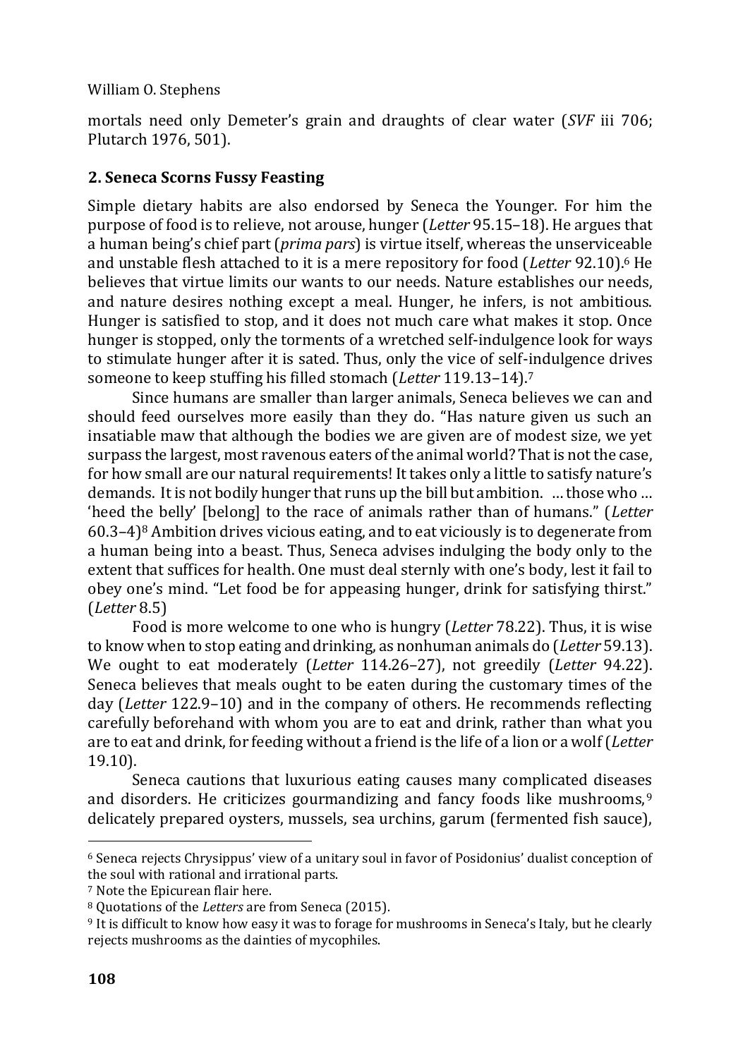mortals need only Demeter's grain and draughts of clear water (*SVF* iii 706; Plutarch 1976, 501).

## 2. Seneca Scorns Fussy Feasting

Simple dietary habits are also endorsed by Seneca the Younger. For him the purpose of food is to relieve, not arouse, hunger (*Letter* 95.15–18). He argues that a human being's chief part (*prima pars*) is virtue itself, whereas the unserviceable and unstable flesh attached to it is a mere repository for food (*Letter* 92.10).[6] He believes that virtue limits our wants to our needs. Nature establishes our needs, and nature desires nothing except a meal. Hunger, he infers, is not ambitious. Hunger is satisfied to stop, and it does not much care what makes it stop. Once hunger is stopped, only the torments of a wretched self-indulgence look for ways to stimulate hunger after it is sated. Thus, only the vice of self-indulgence drives someone to keep stuffing his filled stomach (*Letter* 119.13–14).[7]

Since humans are smaller than larger animals, Seneca believes we can and should feed ourselves more easily than they do. "Has nature given us such an insatiable maw that although the bodies we are given are of modest size, we yet surpass the largest, most ravenous eaters of the animal world? That is not the case, for how small are our natural requirements! It takes only a little to satisfy nature's demands. It is not bodily hunger that runs up the bill but ambition. … those who … 'heed the belly' [belong] to the race of animals rather than of humans." (*Letter* 60.3–4)[8] Ambition drives vicious eating, and to eat viciously is to degenerate from a human being into a beast. Thus, Seneca advises indulging the body only to the extent that suffices for health. One must deal sternly with one's body, lest it fail to obey one's mind. "Let food be for appeasing hunger, drink for satisfying thirst." (*Letter* 8.5)

Food is more welcome to one who is hungry (*Letter* 78.22). Thus, it is wise to know when to stop eating and drinking, as nonhuman animals do (*Letter* 59.13). We ought to eat moderately (*Letter* 114.26–27), not greedily (*Letter* 94.22). Seneca believes that meals ought to be eaten during the customary times of the day (*Letter* 122.9–10) and in the company of others. He recommends reflecting carefully beforehand with whom you are to eat and drink, rather than what you are to eat and drink, for feeding without a friend is the life of a lion or a wolf (*Letter* 19.10).

Seneca cautions that luxurious eating causes many complicated diseases and disorders. He criticizes gourmandizing and fancy foods like mushrooms,[9] delicately prepared oysters, mussels, sea urchins, garum (fermented fish sauce),

---

[6] Seneca rejects Chrysippus' view of a unitary soul in favor of Posidonius' dualist conception of the soul with rational and irrational parts.

[7] Note the Epicurean flair here.

[8] Quotations of the *Letters* are from Seneca (2015).

[9] It is difficult to know how easy it was to forage for mushrooms in Seneca's Italy, but he clearly rejects mushrooms as the dainties of mycophiles.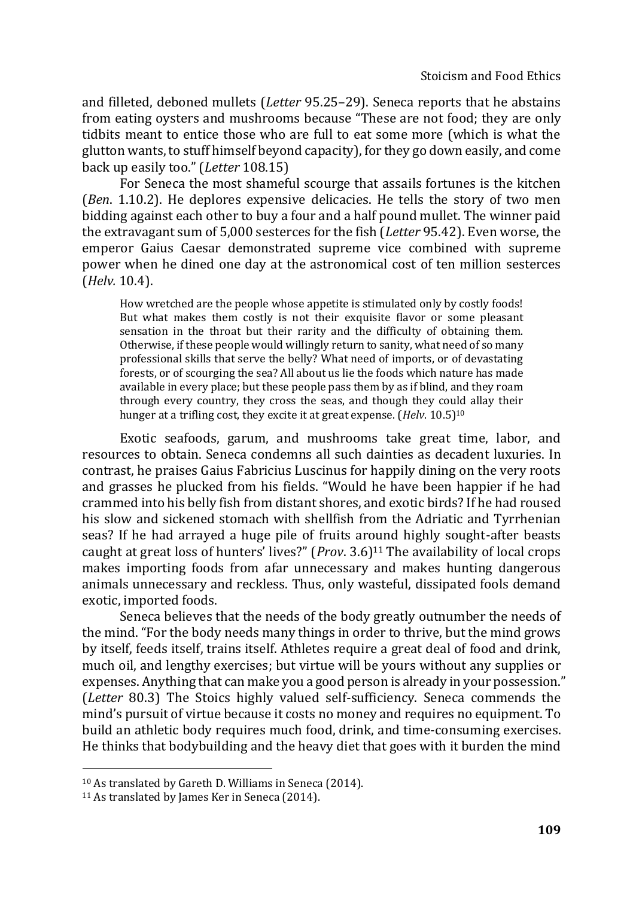and filleted, deboned mullets (*Letter* 95.25–29). Seneca reports that he abstains from eating oysters and mushrooms because "These are not food; they are only tidbits meant to entice those who are full to eat some more (which is what the glutton wants, to stuff himself beyond capacity), for they go down easily, and come back up easily too." (*Letter* 108.15)

For Seneca the most shameful scourge that assails fortunes is the kitchen (*Ben*. 1.10.2). He deplores expensive delicacies. He tells the story of two men bidding against each other to buy a four and a half pound mullet. The winner paid the extravagant sum of 5,000 sesterces for the fish (*Letter* 95.42). Even worse, the emperor Gaius Caesar demonstrated supreme vice combined with supreme power when he dined one day at the astronomical cost of ten million sesterces (*Helv.* 10.4).

> How wretched are the people whose appetite is stimulated only by costly foods! But what makes them costly is not their exquisite flavor or some pleasant sensation in the throat but their rarity and the difficulty of obtaining them. Otherwise, if these people would willingly return to sanity, what need of so many professional skills that serve the belly? What need of imports, or of devastating forests, or of scourging the sea? All about us lie the foods which nature has made available in every place; but these people pass them by as if blind, and they roam through every country, they cross the seas, and though they could allay their hunger at a trifling cost, they excite it at great expense. (*Helv*. 10.5)[10]

Exotic seafoods, garum, and mushrooms take great time, labor, and resources to obtain. Seneca condemns all such dainties as decadent luxuries. In contrast, he praises Gaius Fabricius Luscinus for happily dining on the very roots and grasses he plucked from his fields. "Would he have been happier if he had crammed into his belly fish from distant shores, and exotic birds? If he had roused his slow and sickened stomach with shellfish from the Adriatic and Tyrrhenian seas? If he had arrayed a huge pile of fruits around highly sought-after beasts caught at great loss of hunters' lives?" (*Prov*. 3.6)[11] The availability of local crops makes importing foods from afar unnecessary and makes hunting dangerous animals unnecessary and reckless. Thus, only wasteful, dissipated fools demand exotic, imported foods.

Seneca believes that the needs of the body greatly outnumber the needs of the mind. "For the body needs many things in order to thrive, but the mind grows by itself, feeds itself, trains itself. Athletes require a great deal of food and drink, much oil, and lengthy exercises; but virtue will be yours without any supplies or expenses. Anything that can make you a good person is already in your possession." (*Letter* 80.3) The Stoics highly valued self-sufficiency. Seneca commends the mind's pursuit of virtue because it costs no money and requires no equipment. To build an athletic body requires much food, drink, and time-consuming exercises. He thinks that bodybuilding and the heavy diet that goes with it burden the mind

---

[10] As translated by Gareth D. Williams in Seneca (2014).

[11] As translated by James Ker in Seneca (2014).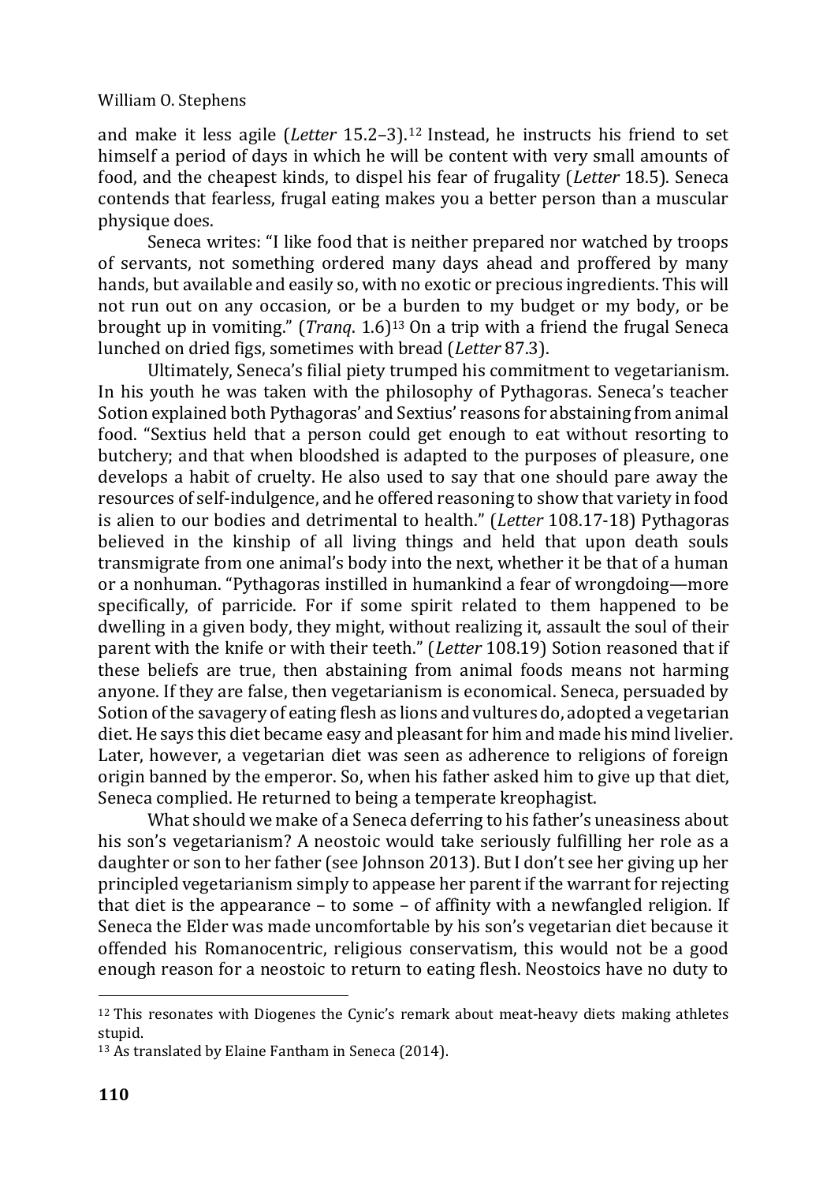and make it less agile (*Letter* 15.2–3).[12] Instead, he instructs his friend to set himself a period of days in which he will be content with very small amounts of food, and the cheapest kinds, to dispel his fear of frugality (*Letter* 18.5). Seneca contends that fearless, frugal eating makes you a better person than a muscular physique does.

Seneca writes: "I like food that is neither prepared nor watched by troops of servants, not something ordered many days ahead and proffered by many hands, but available and easily so, with no exotic or precious ingredients. This will not run out on any occasion, or be a burden to my budget or my body, or be brought up in vomiting." (*Tranq*. 1.6)[13] On a trip with a friend the frugal Seneca lunched on dried figs, sometimes with bread (*Letter* 87.3).

Ultimately, Seneca's filial piety trumped his commitment to vegetarianism. In his youth he was taken with the philosophy of Pythagoras. Seneca's teacher Sotion explained both Pythagoras' and Sextius' reasons for abstaining from animal food. "Sextius held that a person could get enough to eat without resorting to butchery; and that when bloodshed is adapted to the purposes of pleasure, one develops a habit of cruelty. He also used to say that one should pare away the resources of self-indulgence, and he offered reasoning to show that variety in food is alien to our bodies and detrimental to health." (*Letter* 108.17-18) Pythagoras believed in the kinship of all living things and held that upon death souls transmigrate from one animal's body into the next, whether it be that of a human or a nonhuman. "Pythagoras instilled in humankind a fear of wrongdoing—more specifically, of parricide. For if some spirit related to them happened to be dwelling in a given body, they might, without realizing it, assault the soul of their parent with the knife or with their teeth." (*Letter* 108.19) Sotion reasoned that if these beliefs are true, then abstaining from animal foods means not harming anyone. If they are false, then vegetarianism is economical. Seneca, persuaded by Sotion of the savagery of eating flesh as lions and vultures do, adopted a vegetarian diet. He says this diet became easy and pleasant for him and made his mind livelier. Later, however, a vegetarian diet was seen as adherence to religions of foreign origin banned by the emperor. So, when his father asked him to give up that diet, Seneca complied. He returned to being a temperate kreophagist.

What should we make of a Seneca deferring to his father's uneasiness about his son's vegetarianism? A neostoic would take seriously fulfilling her role as a daughter or son to her father (see Johnson 2013). But I don't see her giving up her principled vegetarianism simply to appease her parent if the warrant for rejecting that diet is the appearance – to some – of affinity with a newfangled religion. If Seneca the Elder was made uncomfortable by his son's vegetarian diet because it offended his Romanocentric, religious conservatism, this would not be a good enough reason for a neostoic to return to eating flesh. Neostoics have no duty to

[12] This resonates with Diogenes the Cynic's remark about meat-heavy diets making athletes stupid.

[13] As translated by Elaine Fantham in Seneca (2014).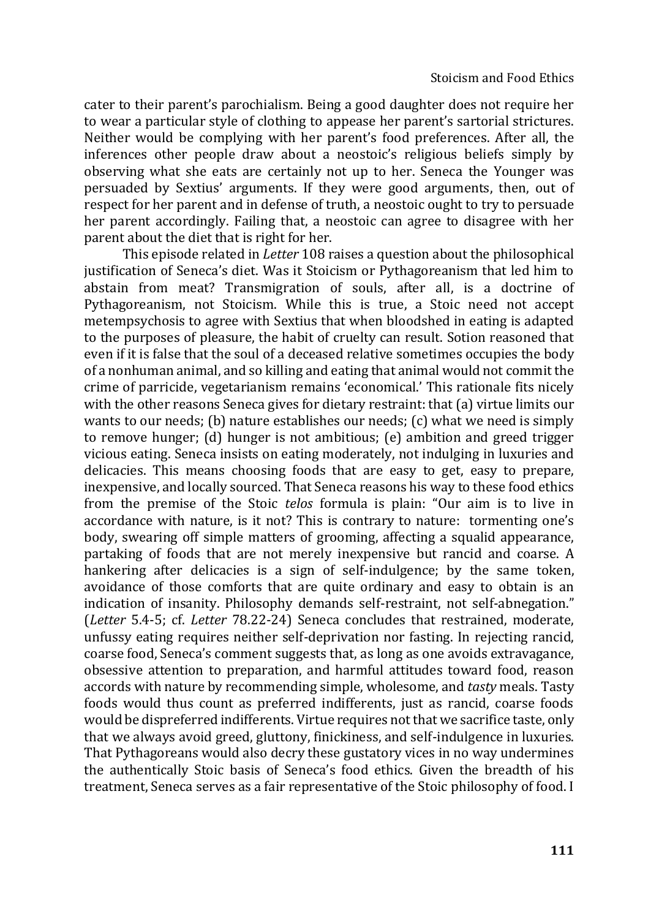cater to their parent's parochialism. Being a good daughter does not require her to wear a particular style of clothing to appease her parent's sartorial strictures. Neither would be complying with her parent's food preferences. After all, the inferences other people draw about a neostoic's religious beliefs simply by observing what she eats are certainly not up to her. Seneca the Younger was persuaded by Sextius' arguments. If they were good arguments, then, out of respect for her parent and in defense of truth, a neostoic ought to try to persuade her parent accordingly. Failing that, a neostoic can agree to disagree with her parent about the diet that is right for her.

This episode related in *Letter* 108 raises a question about the philosophical justification of Seneca's diet. Was it Stoicism or Pythagoreanism that led him to abstain from meat? Transmigration of souls, after all, is a doctrine of Pythagoreanism, not Stoicism. While this is true, a Stoic need not accept metempsychosis to agree with Sextius that when bloodshed in eating is adapted to the purposes of pleasure, the habit of cruelty can result. Sotion reasoned that even if it is false that the soul of a deceased relative sometimes occupies the body of a nonhuman animal, and so killing and eating that animal would not commit the crime of parricide, vegetarianism remains 'economical.' This rationale fits nicely with the other reasons Seneca gives for dietary restraint: that (a) virtue limits our wants to our needs; (b) nature establishes our needs; (c) what we need is simply to remove hunger; (d) hunger is not ambitious; (e) ambition and greed trigger vicious eating. Seneca insists on eating moderately, not indulging in luxuries and delicacies. This means choosing foods that are easy to get, easy to prepare, inexpensive, and locally sourced. That Seneca reasons his way to these food ethics from the premise of the Stoic *telos* formula is plain: "Our aim is to live in accordance with nature, is it not? This is contrary to nature: tormenting one's body, swearing off simple matters of grooming, affecting a squalid appearance, partaking of foods that are not merely inexpensive but rancid and coarse. A hankering after delicacies is a sign of self-indulgence; by the same token, avoidance of those comforts that are quite ordinary and easy to obtain is an indication of insanity. Philosophy demands self-restraint, not self-abnegation." (*Letter* 5.4-5; cf. *Letter* 78.22-24) Seneca concludes that restrained, moderate, unfussy eating requires neither self-deprivation nor fasting. In rejecting rancid, coarse food, Seneca's comment suggests that, as long as one avoids extravagance, obsessive attention to preparation, and harmful attitudes toward food, reason accords with nature by recommending simple, wholesome, and *tasty* meals. Tasty foods would thus count as preferred indifferents, just as rancid, coarse foods would be dispreferred indifferents. Virtue requires not that we sacrifice taste, only that we always avoid greed, gluttony, finickiness, and self-indulgence in luxuries. That Pythagoreans would also decry these gustatory vices in no way undermines the authentically Stoic basis of Seneca's food ethics. Given the breadth of his treatment, Seneca serves as a fair representative of the Stoic philosophy of food. I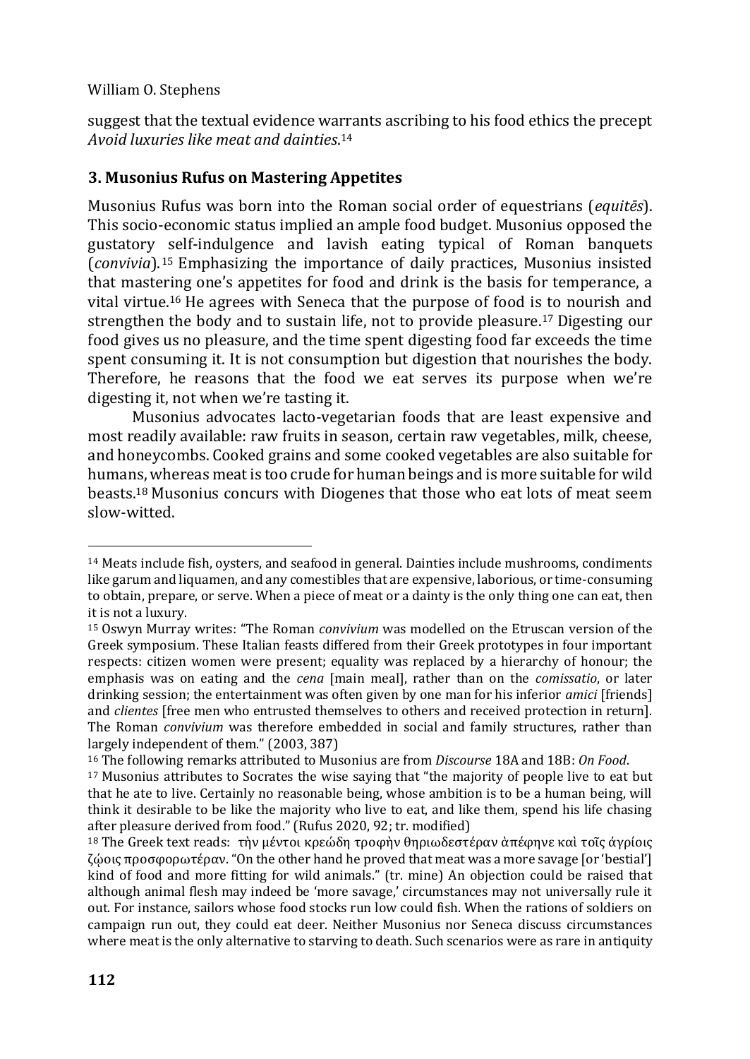suggest that the textual evidence warrants ascribing to his food ethics the precept *Avoid luxuries like meat and dainties*.[14]

## 3. Musonius Rufus on Mastering Appetites

Musonius Rufus was born into the Roman social order of equestrians (*equitēs*). This socio-economic status implied an ample food budget. Musonius opposed the gustatory self-indulgence and lavish eating typical of Roman banquets (*convivia*).[15] Emphasizing the importance of daily practices, Musonius insisted that mastering one's appetites for food and drink is the basis for temperance, a vital virtue.[16] He agrees with Seneca that the purpose of food is to nourish and strengthen the body and to sustain life, not to provide pleasure.[17] Digesting our food gives us no pleasure, and the time spent digesting food far exceeds the time spent consuming it. It is not consumption but digestion that nourishes the body. Therefore, he reasons that the food we eat serves its purpose when we're digesting it, not when we're tasting it.

Musonius advocates lacto-vegetarian foods that are least expensive and most readily available: raw fruits in season, certain raw vegetables, milk, cheese, and honeycombs. Cooked grains and some cooked vegetables are also suitable for humans, whereas meat is too crude for human beings and is more suitable for wild beasts.[18] Musonius concurs with Diogenes that those who eat lots of meat seem slow-witted.

---

[14] Meats include fish, oysters, and seafood in general. Dainties include mushrooms, condiments like garum and liquamen, and any comestibles that are expensive, laborious, or time-consuming to obtain, prepare, or serve. When a piece of meat or a dainty is the only thing one can eat, then it is not a luxury.

[15] Oswyn Murray writes: "The Roman *convivium* was modelled on the Etruscan version of the Greek symposium. These Italian feasts differed from their Greek prototypes in four important respects: citizen women were present; equality was replaced by a hierarchy of honour; the emphasis was on eating and the *cena* [main meal], rather than on the *comissatio*, or later drinking session; the entertainment was often given by one man for his inferior *amici* [friends] and *clientes* [free men who entrusted themselves to others and received protection in return]. The Roman *convivium* was therefore embedded in social and family structures, rather than largely independent of them." (2003, 387)

[16] The following remarks attributed to Musonius are from *Discourse* 18A and 18B: *On Food*.

[17] Musonius attributes to Socrates the wise saying that "the majority of people live to eat but that he ate to live. Certainly no reasonable being, whose ambition is to be a human being, will think it desirable to be like the majority who live to eat, and like them, spend his life chasing after pleasure derived from food." (Rufus 2020, 92; tr. modified)

[18] The Greek text reads: τὴν μέντοι κρεώδη τροφὴν θηριωδεστέραν ἀπέφηνε καὶ τοῖς ἀγρίοις ζῴοις προσφορωτέραν. "On the other hand he proved that meat was a more savage [or 'bestial'] kind of food and more fitting for wild animals." (tr. mine) An objection could be raised that although animal flesh may indeed be 'more savage,' circumstances may not universally rule it out. For instance, sailors whose food stocks run low could fish. When the rations of soldiers on campaign run out, they could eat deer. Neither Musonius nor Seneca discuss circumstances where meat is the only alternative to starving to death. Such scenarios were as rare in antiquity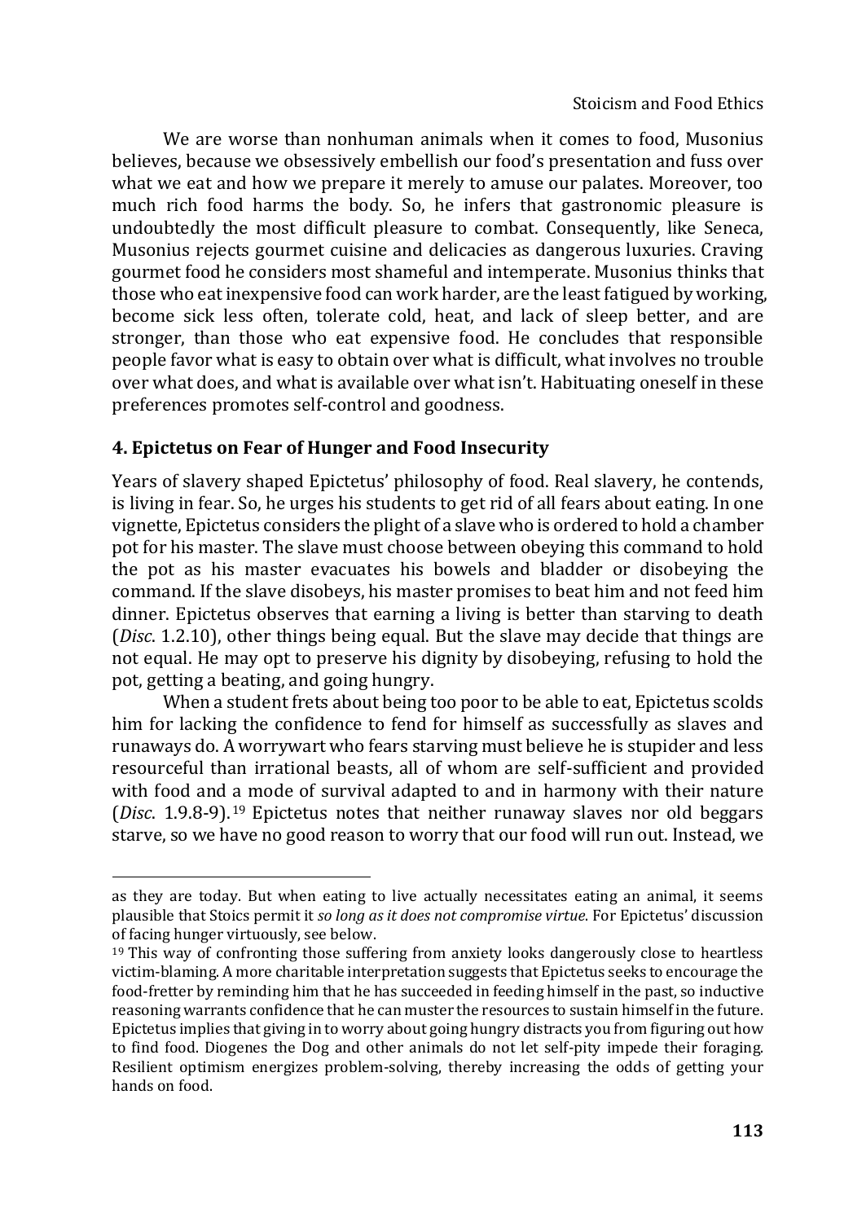We are worse than nonhuman animals when it comes to food, Musonius believes, because we obsessively embellish our food's presentation and fuss over what we eat and how we prepare it merely to amuse our palates. Moreover, too much rich food harms the body. So, he infers that gastronomic pleasure is undoubtedly the most difficult pleasure to combat. Consequently, like Seneca, Musonius rejects gourmet cuisine and delicacies as dangerous luxuries. Craving gourmet food he considers most shameful and intemperate. Musonius thinks that those who eat inexpensive food can work harder, are the least fatigued by working, become sick less often, tolerate cold, heat, and lack of sleep better, and are stronger, than those who eat expensive food. He concludes that responsible people favor what is easy to obtain over what is difficult, what involves no trouble over what does, and what is available over what isn't. Habituating oneself in these preferences promotes self-control and goodness.

## 4. Epictetus on Fear of Hunger and Food Insecurity

Years of slavery shaped Epictetus' philosophy of food. Real slavery, he contends, is living in fear. So, he urges his students to get rid of all fears about eating. In one vignette, Epictetus considers the plight of a slave who is ordered to hold a chamber pot for his master. The slave must choose between obeying this command to hold the pot as his master evacuates his bowels and bladder or disobeying the command. If the slave disobeys, his master promises to beat him and not feed him dinner. Epictetus observes that earning a living is better than starving to death (*Disc*. 1.2.10), other things being equal. But the slave may decide that things are not equal. He may opt to preserve his dignity by disobeying, refusing to hold the pot, getting a beating, and going hungry.

When a student frets about being too poor to be able to eat, Epictetus scolds him for lacking the confidence to fend for himself as successfully as slaves and runaways do. A worrywart who fears starving must believe he is stupider and less resourceful than irrational beasts, all of whom are self-sufficient and provided with food and a mode of survival adapted to and in harmony with their nature (*Disc*. 1.9.8-9).[19] Epictetus notes that neither runaway slaves nor old beggars starve, so we have no good reason to worry that our food will run out. Instead, we

---

as they are today. But when eating to live actually necessitates eating an animal, it seems plausible that Stoics permit it *so long as it does not compromise virtue*. For Epictetus' discussion of facing hunger virtuously, see below.

[19] This way of confronting those suffering from anxiety looks dangerously close to heartless victim-blaming. A more charitable interpretation suggests that Epictetus seeks to encourage the food-fretter by reminding him that he has succeeded in feeding himself in the past, so inductive reasoning warrants confidence that he can muster the resources to sustain himself in the future. Epictetus implies that giving in to worry about going hungry distracts you from figuring out how to find food. Diogenes the Dog and other animals do not let self-pity impede their foraging. Resilient optimism energizes problem-solving, thereby increasing the odds of getting your hands on food.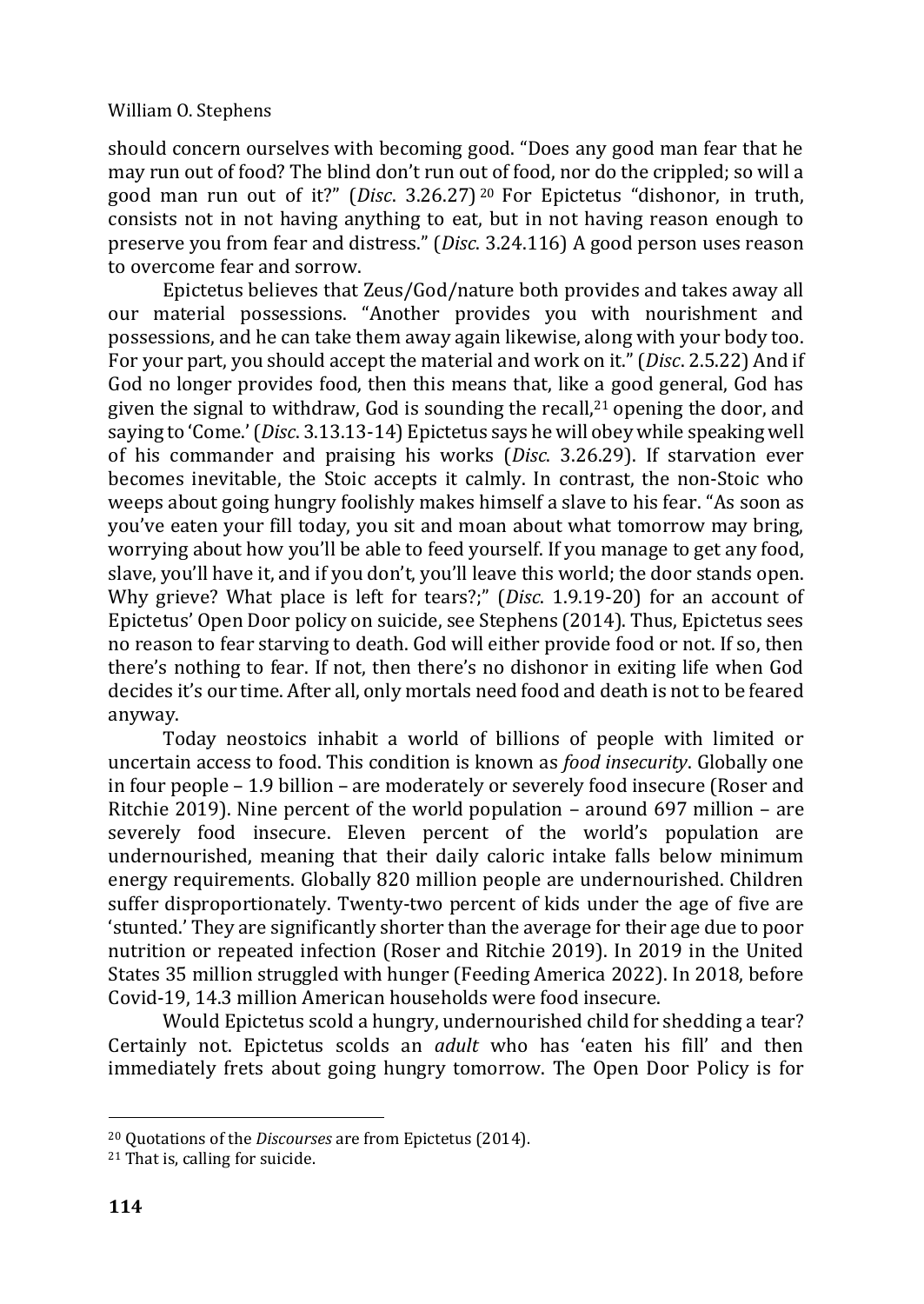should concern ourselves with becoming good. “Does any good man fear that he may run out of food? The blind don’t run out of food, nor do the crippled; so will a good man run out of it?” (*Disc*. 3.26.27)[20] For Epictetus “dishonor, in truth, consists not in not having anything to eat, but in not having reason enough to preserve you from fear and distress.” (*Disc*. 3.24.116) A good person uses reason to overcome fear and sorrow.

Epictetus believes that Zeus/God/nature both provides and takes away all our material possessions. “Another provides you with nourishment and possessions, and he can take them away again likewise, along with your body too. For your part, you should accept the material and work on it.” (*Disc*. 2.5.22) And if God no longer provides food, then this means that, like a good general, God has given the signal to withdraw, God is sounding the recall,[21] opening the door, and saying to ‘Come.’ (*Disc*. 3.13.13-14) Epictetus says he will obey while speaking well of his commander and praising his works (*Disc*. 3.26.29). If starvation ever becomes inevitable, the Stoic accepts it calmly. In contrast, the non-Stoic who weeps about going hungry foolishly makes himself a slave to his fear. “As soon as you’ve eaten your fill today, you sit and moan about what tomorrow may bring, worrying about how you’ll be able to feed yourself. If you manage to get any food, slave, you’ll have it, and if you don’t, you’ll leave this world; the door stands open. Why grieve? What place is left for tears?;” (*Disc*. 1.9.19-20) for an account of Epictetus’ Open Door policy on suicide, see Stephens (2014). Thus, Epictetus sees no reason to fear starving to death. God will either provide food or not. If so, then there’s nothing to fear. If not, then there’s no dishonor in exiting life when God decides it’s our time. After all, only mortals need food and death is not to be feared anyway.

Today neostoics inhabit a world of billions of people with limited or uncertain access to food. This condition is known as *food insecurity*. Globally one in four people – 1.9 billion – are moderately or severely food insecure (Roser and Ritchie 2019). Nine percent of the world population – around 697 million – are severely food insecure. Eleven percent of the world’s population are undernourished, meaning that their daily caloric intake falls below minimum energy requirements. Globally 820 million people are undernourished. Children suffer disproportionately. Twenty-two percent of kids under the age of five are ‘stunted.’ They are significantly shorter than the average for their age due to poor nutrition or repeated infection (Roser and Ritchie 2019). In 2019 in the United States 35 million struggled with hunger (Feeding America 2022). In 2018, before Covid-19, 14.3 million American households were food insecure.

Would Epictetus scold a hungry, undernourished child for shedding a tear? Certainly not. Epictetus scolds an *adult* who has ‘eaten his fill’ and then immediately frets about going hungry tomorrow. The Open Door Policy is for

[20] Quotations of the *Discourses* are from Epictetus (2014).

[21] That is, calling for suicide.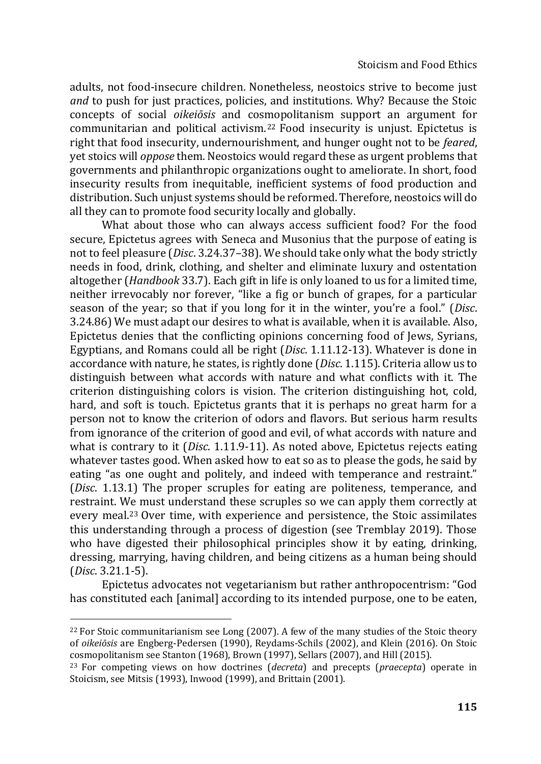adults, not food-insecure children. Nonetheless, neostoics strive to become just *and* to push for just practices, policies, and institutions. Why? Because the Stoic concepts of social *oikeiōsis* and cosmopolitanism support an argument for communitarian and political activism.[22] Food insecurity is unjust. Epictetus is right that food insecurity, undernourishment, and hunger ought not to be *feared*, yet stoics will *oppose* them. Neostoics would regard these as urgent problems that governments and philanthropic organizations ought to ameliorate. In short, food insecurity results from inequitable, inefficient systems of food production and distribution. Such unjust systems should be reformed. Therefore, neostoics will do all they can to promote food security locally and globally.

What about those who can always access sufficient food? For the food secure, Epictetus agrees with Seneca and Musonius that the purpose of eating is not to feel pleasure (*Disc*. 3.24.37–38). We should take only what the body strictly needs in food, drink, clothing, and shelter and eliminate luxury and ostentation altogether (*Handbook* 33.7). Each gift in life is only loaned to us for a limited time, neither irrevocably nor forever, "like a fig or bunch of grapes, for a particular season of the year; so that if you long for it in the winter, you're a fool." (*Disc*. 3.24.86) We must adapt our desires to what is available, when it is available. Also, Epictetus denies that the conflicting opinions concerning food of Jews, Syrians, Egyptians, and Romans could all be right (*Disc*. 1.11.12-13). Whatever is done in accordance with nature, he states, is rightly done (*Disc*. 1.115). Criteria allow us to distinguish between what accords with nature and what conflicts with it. The criterion distinguishing colors is vision. The criterion distinguishing hot, cold, hard, and soft is touch. Epictetus grants that it is perhaps no great harm for a person not to know the criterion of odors and flavors. But serious harm results from ignorance of the criterion of good and evil, of what accords with nature and what is contrary to it (*Disc*. 1.11.9-11). As noted above, Epictetus rejects eating whatever tastes good. When asked how to eat so as to please the gods, he said by eating "as one ought and politely, and indeed with temperance and restraint." (*Disc*. 1.13.1) The proper scruples for eating are politeness, temperance, and restraint. We must understand these scruples so we can apply them correctly at every meal.[23] Over time, with experience and persistence, the Stoic assimilates this understanding through a process of digestion (see Tremblay 2019). Those who have digested their philosophical principles show it by eating, drinking, dressing, marrying, having children, and being citizens as a human being should (*Disc*. 3.21.1-5).

Epictetus advocates not vegetarianism but rather anthropocentrism: "God has constituted each [animal] according to its intended purpose, one to be eaten,

---

[22] For Stoic communitarianism see Long (2007). A few of the many studies of the Stoic theory of *oikeiōsis* are Engberg-Pedersen (1990), Reydams-Schils (2002), and Klein (2016). On Stoic cosmopolitanism see Stanton (1968), Brown (1997), Sellars (2007), and Hill (2015).

[23] For competing views on how doctrines (*decreta*) and precepts (*praecepta*) operate in Stoicism, see Mitsis (1993), Inwood (1999), and Brittain (2001).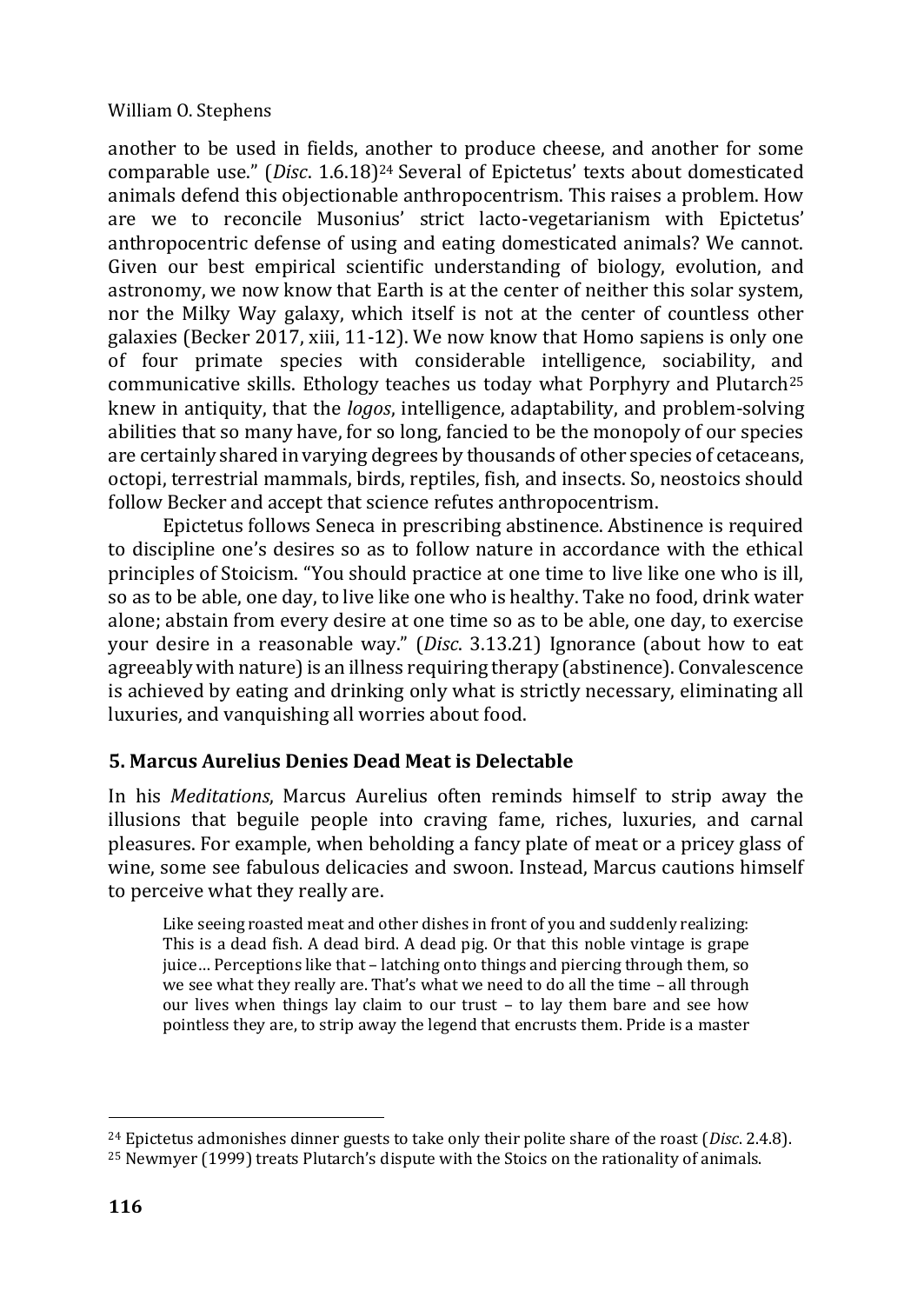another to be used in fields, another to produce cheese, and another for some comparable use." (*Disc*. 1.6.18)[24] Several of Epictetus' texts about domesticated animals defend this objectionable anthropocentrism. This raises a problem. How are we to reconcile Musonius' strict lacto-vegetarianism with Epictetus' anthropocentric defense of using and eating domesticated animals? We cannot. Given our best empirical scientific understanding of biology, evolution, and astronomy, we now know that Earth is at the center of neither this solar system, nor the Milky Way galaxy, which itself is not at the center of countless other galaxies (Becker 2017, xiii, 11-12). We now know that Homo sapiens is only one of four primate species with considerable intelligence, sociability, and communicative skills. Ethology teaches us today what Porphyry and Plutarch[25] knew in antiquity, that the *logos*, intelligence, adaptability, and problem-solving abilities that so many have, for so long, fancied to be the monopoly of our species are certainly shared in varying degrees by thousands of other species of cetaceans, octopi, terrestrial mammals, birds, reptiles, fish, and insects. So, neostoics should follow Becker and accept that science refutes anthropocentrism.

Epictetus follows Seneca in prescribing abstinence. Abstinence is required to discipline one's desires so as to follow nature in accordance with the ethical principles of Stoicism. "You should practice at one time to live like one who is ill, so as to be able, one day, to live like one who is healthy. Take no food, drink water alone; abstain from every desire at one time so as to be able, one day, to exercise your desire in a reasonable way." (*Disc*. 3.13.21) Ignorance (about how to eat agreeably with nature) is an illness requiring therapy (abstinence). Convalescence is achieved by eating and drinking only what is strictly necessary, eliminating all luxuries, and vanquishing all worries about food.

## 5. Marcus Aurelius Denies Dead Meat is Delectable

In his *Meditations*, Marcus Aurelius often reminds himself to strip away the illusions that beguile people into craving fame, riches, luxuries, and carnal pleasures. For example, when beholding a fancy plate of meat or a pricey glass of wine, some see fabulous delicacies and swoon. Instead, Marcus cautions himself to perceive what they really are.

> Like seeing roasted meat and other dishes in front of you and suddenly realizing: This is a dead fish. A dead bird. A dead pig. Or that this noble vintage is grape juice… Perceptions like that – latching onto things and piercing through them, so we see what they really are. That's what we need to do all the time – all through our lives when things lay claim to our trust – to lay them bare and see how pointless they are, to strip away the legend that encrusts them. Pride is a master

[24] Epictetus admonishes dinner guests to take only their polite share of the roast (*Disc*. 2.4.8).

[25] Newmyer (1999) treats Plutarch's dispute with the Stoics on the rationality of animals.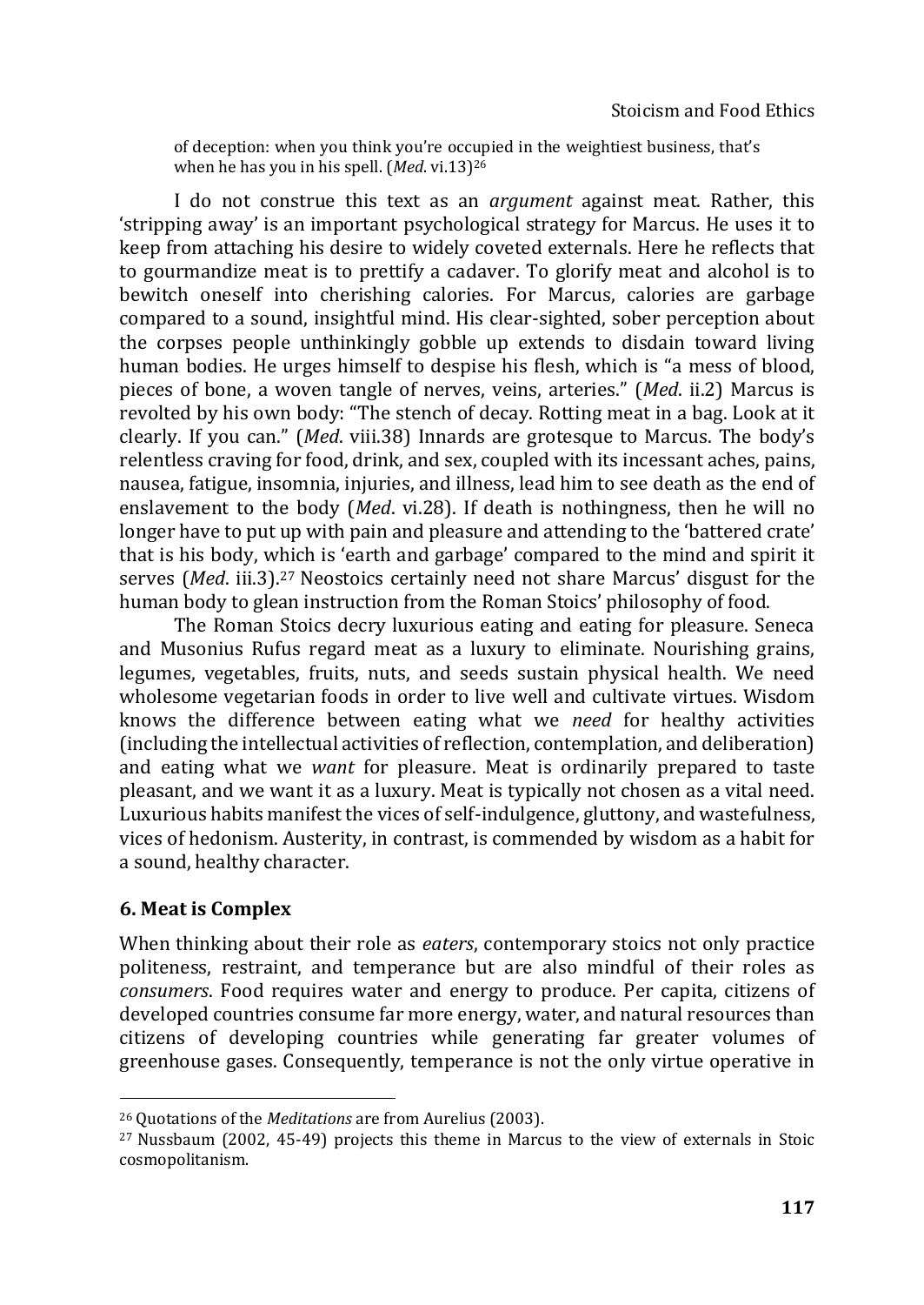of deception: when you think you're occupied in the weightiest business, that's when he has you in his spell. (*Med*. vi.13)[26]

I do not construe this text as an *argument* against meat. Rather, this 'stripping away' is an important psychological strategy for Marcus. He uses it to keep from attaching his desire to widely coveted externals. Here he reflects that to gourmandize meat is to prettify a cadaver. To glorify meat and alcohol is to bewitch oneself into cherishing calories. For Marcus, calories are garbage compared to a sound, insightful mind. His clear-sighted, sober perception about the corpses people unthinkingly gobble up extends to disdain toward living human bodies. He urges himself to despise his flesh, which is "a mess of blood, pieces of bone, a woven tangle of nerves, veins, arteries." (*Med*. ii.2) Marcus is revolted by his own body: "The stench of decay. Rotting meat in a bag. Look at it clearly. If you can." (*Med*. viii.38) Innards are grotesque to Marcus. The body's relentless craving for food, drink, and sex, coupled with its incessant aches, pains, nausea, fatigue, insomnia, injuries, and illness, lead him to see death as the end of enslavement to the body (*Med*. vi.28). If death is nothingness, then he will no longer have to put up with pain and pleasure and attending to the 'battered crate' that is his body, which is 'earth and garbage' compared to the mind and spirit it serves (*Med*. iii.3).[27] Neostoics certainly need not share Marcus' disgust for the human body to glean instruction from the Roman Stoics' philosophy of food.

The Roman Stoics decry luxurious eating and eating for pleasure. Seneca and Musonius Rufus regard meat as a luxury to eliminate. Nourishing grains, legumes, vegetables, fruits, nuts, and seeds sustain physical health. We need wholesome vegetarian foods in order to live well and cultivate virtues. Wisdom knows the difference between eating what we *need* for healthy activities (including the intellectual activities of reflection, contemplation, and deliberation) and eating what we *want* for pleasure. Meat is ordinarily prepared to taste pleasant, and we want it as a luxury. Meat is typically not chosen as a vital need. Luxurious habits manifest the vices of self-indulgence, gluttony, and wastefulness, vices of hedonism. Austerity, in contrast, is commended by wisdom as a habit for a sound, healthy character.

## 6. Meat is Complex

When thinking about their role as *eaters*, contemporary stoics not only practice politeness, restraint, and temperance but are also mindful of their roles as *consumers*. Food requires water and energy to produce. Per capita, citizens of developed countries consume far more energy, water, and natural resources than citizens of developing countries while generating far greater volumes of greenhouse gases. Consequently, temperance is not the only virtue operative in

---

[26] Quotations of the *Meditations* are from Aurelius (2003).

[27] Nussbaum (2002, 45-49) projects this theme in Marcus to the view of externals in Stoic cosmopolitanism.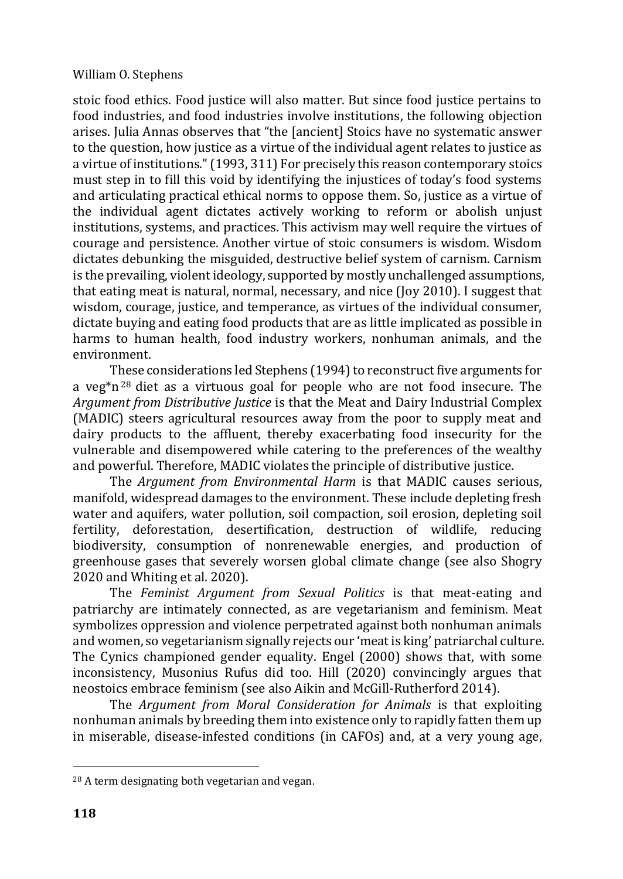stoic food ethics. Food justice will also matter. But since food justice pertains to food industries, and food industries involve institutions, the following objection arises. Julia Annas observes that "the [ancient] Stoics have no systematic answer to the question, how justice as a virtue of the individual agent relates to justice as a virtue of institutions." (1993, 311) For precisely this reason contemporary stoics must step in to fill this void by identifying the injustices of today's food systems and articulating practical ethical norms to oppose them. So, justice as a virtue of the individual agent dictates actively working to reform or abolish unjust institutions, systems, and practices. This activism may well require the virtues of courage and persistence. Another virtue of stoic consumers is wisdom. Wisdom dictates debunking the misguided, destructive belief system of carnism. Carnism is the prevailing, violent ideology, supported by mostly unchallenged assumptions, that eating meat is natural, normal, necessary, and nice (Joy 2010). I suggest that wisdom, courage, justice, and temperance, as virtues of the individual consumer, dictate buying and eating food products that are as little implicated as possible in harms to human health, food industry workers, nonhuman animals, and the environment.

These considerations led Stephens (1994) to reconstruct five arguments for a veg*n[28] diet as a virtuous goal for people who are not food insecure. The *Argument from Distributive Justice* is that the Meat and Dairy Industrial Complex (MADIC) steers agricultural resources away from the poor to supply meat and dairy products to the affluent, thereby exacerbating food insecurity for the vulnerable and disempowered while catering to the preferences of the wealthy and powerful. Therefore, MADIC violates the principle of distributive justice.

The *Argument from Environmental Harm* is that MADIC causes serious, manifold, widespread damages to the environment. These include depleting fresh water and aquifers, water pollution, soil compaction, soil erosion, depleting soil fertility, deforestation, desertification, destruction of wildlife, reducing biodiversity, consumption of nonrenewable energies, and production of greenhouse gases that severely worsen global climate change (see also Shogry 2020 and Whiting et al. 2020).

The *Feminist Argument from Sexual Politics* is that meat-eating and patriarchy are intimately connected, as are vegetarianism and feminism. Meat symbolizes oppression and violence perpetrated against both nonhuman animals and women, so vegetarianism signally rejects our 'meat is king' patriarchal culture. The Cynics championed gender equality. Engel (2000) shows that, with some inconsistency, Musonius Rufus did too. Hill (2020) convincingly argues that neostoics embrace feminism (see also Aikin and McGill-Rutherford 2014).

The *Argument from Moral Consideration for Animals* is that exploiting nonhuman animals by breeding them into existence only to rapidly fatten them up in miserable, disease-infested conditions (in CAFOs) and, at a very young age,

[28] A term designating both vegetarian and vegan.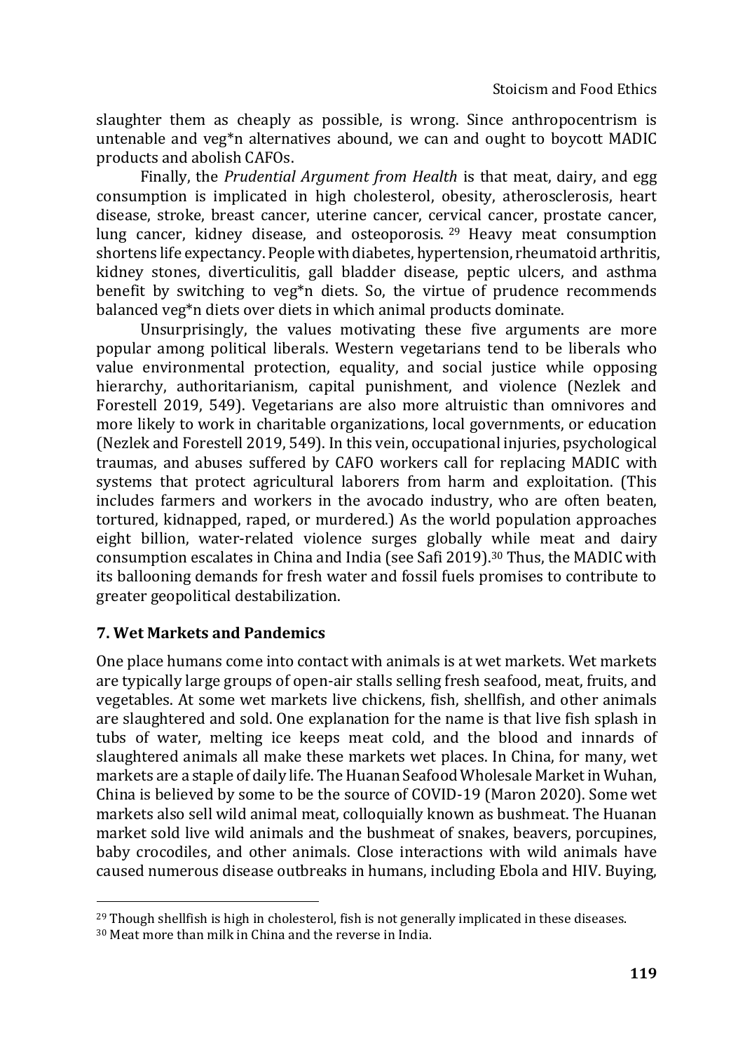slaughter them as cheaply as possible, is wrong. Since anthropocentrism is untenable and veg*n alternatives abound, we can and ought to boycott MADIC products and abolish CAFOs.

Finally, the *Prudential Argument from Health* is that meat, dairy, and egg consumption is implicated in high cholesterol, obesity, atherosclerosis, heart disease, stroke, breast cancer, uterine cancer, cervical cancer, prostate cancer, lung cancer, kidney disease, and osteoporosis. [29] Heavy meat consumption shortens life expectancy. People with diabetes, hypertension, rheumatoid arthritis, kidney stones, diverticulitis, gall bladder disease, peptic ulcers, and asthma benefit by switching to veg*n diets. So, the virtue of prudence recommends balanced veg*n diets over diets in which animal products dominate.

Unsurprisingly, the values motivating these five arguments are more popular among political liberals. Western vegetarians tend to be liberals who value environmental protection, equality, and social justice while opposing hierarchy, authoritarianism, capital punishment, and violence (Nezlek and Forestell 2019, 549). Vegetarians are also more altruistic than omnivores and more likely to work in charitable organizations, local governments, or education (Nezlek and Forestell 2019, 549). In this vein, occupational injuries, psychological traumas, and abuses suffered by CAFO workers call for replacing MADIC with systems that protect agricultural laborers from harm and exploitation. (This includes farmers and workers in the avocado industry, who are often beaten, tortured, kidnapped, raped, or murdered.) As the world population approaches eight billion, water-related violence surges globally while meat and dairy consumption escalates in China and India (see Safi 2019).[30] Thus, the MADIC with its ballooning demands for fresh water and fossil fuels promises to contribute to greater geopolitical destabilization.

## 7. Wet Markets and Pandemics

One place humans come into contact with animals is at wet markets. Wet markets are typically large groups of open-air stalls selling fresh seafood, meat, fruits, and vegetables. At some wet markets live chickens, fish, shellfish, and other animals are slaughtered and sold. One explanation for the name is that live fish splash in tubs of water, melting ice keeps meat cold, and the blood and innards of slaughtered animals all make these markets wet places. In China, for many, wet markets are a staple of daily life. The Huanan Seafood Wholesale Market in Wuhan, China is believed by some to be the source of COVID-19 (Maron 2020). Some wet markets also sell wild animal meat, colloquially known as bushmeat. The Huanan market sold live wild animals and the bushmeat of snakes, beavers, porcupines, baby crocodiles, and other animals. Close interactions with wild animals have caused numerous disease outbreaks in humans, including Ebola and HIV. Buying,

---

[29] Though shellfish is high in cholesterol, fish is not generally implicated in these diseases.

[30] Meat more than milk in China and the reverse in India.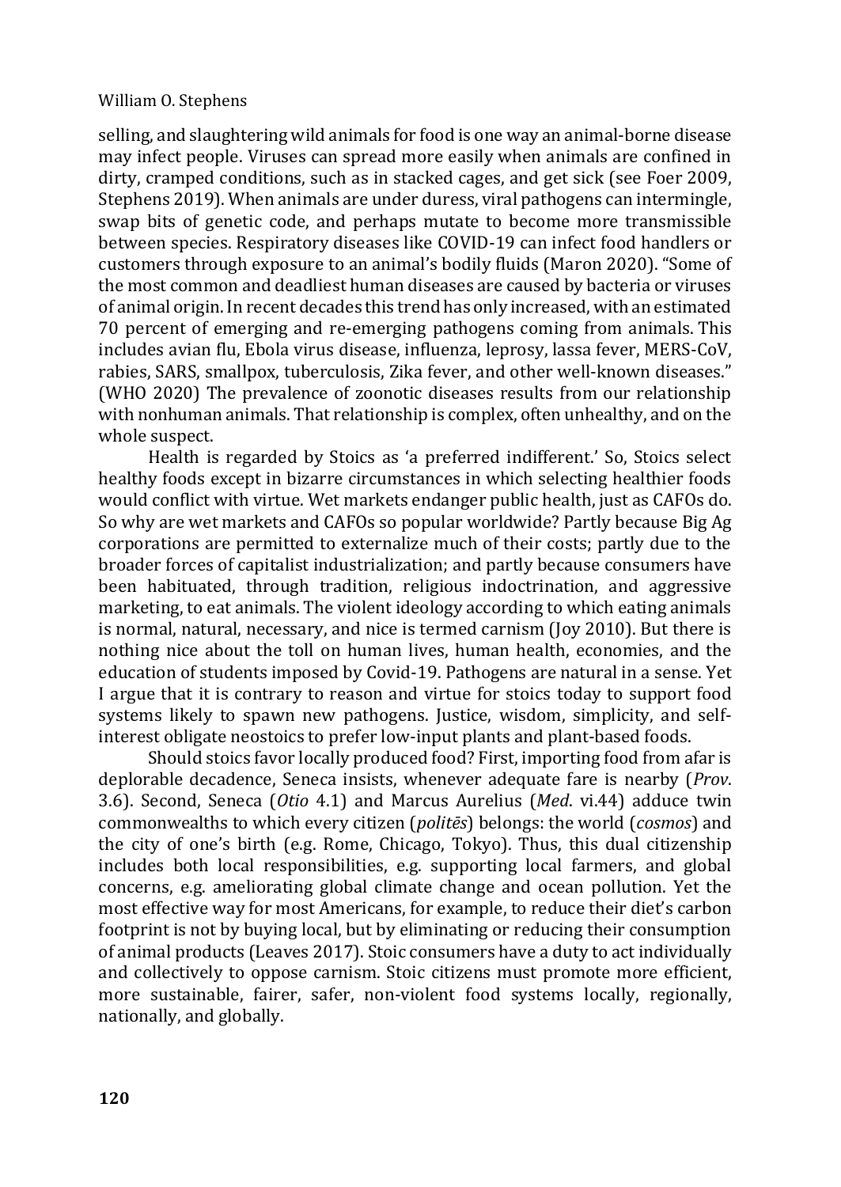selling, and slaughtering wild animals for food is one way an animal-borne disease may infect people. Viruses can spread more easily when animals are confined in dirty, cramped conditions, such as in stacked cages, and get sick (see Foer 2009, Stephens 2019). When animals are under duress, viral pathogens can intermingle, swap bits of genetic code, and perhaps mutate to become more transmissible between species. Respiratory diseases like COVID-19 can infect food handlers or customers through exposure to an animal's bodily fluids (Maron 2020). "Some of the most common and deadliest human diseases are caused by bacteria or viruses of animal origin. In recent decades this trend has only increased, with an estimated 70 percent of emerging and re-emerging pathogens coming from animals. This includes avian flu, Ebola virus disease, influenza, leprosy, lassa fever, MERS-CoV, rabies, SARS, smallpox, tuberculosis, Zika fever, and other well-known diseases." (WHO 2020) The prevalence of zoonotic diseases results from our relationship with nonhuman animals. That relationship is complex, often unhealthy, and on the whole suspect.

Health is regarded by Stoics as 'a preferred indifferent.' So, Stoics select healthy foods except in bizarre circumstances in which selecting healthier foods would conflict with virtue. Wet markets endanger public health, just as CAFOs do. So why are wet markets and CAFOs so popular worldwide? Partly because Big Ag corporations are permitted to externalize much of their costs; partly due to the broader forces of capitalist industrialization; and partly because consumers have been habituated, through tradition, religious indoctrination, and aggressive marketing, to eat animals. The violent ideology according to which eating animals is normal, natural, necessary, and nice is termed carnism (Joy 2010). But there is nothing nice about the toll on human lives, human health, economies, and the education of students imposed by Covid-19. Pathogens are natural in a sense. Yet I argue that it is contrary to reason and virtue for stoics today to support food systems likely to spawn new pathogens. Justice, wisdom, simplicity, and self-interest obligate neostoics to prefer low-input plants and plant-based foods.

Should stoics favor locally produced food? First, importing food from afar is deplorable decadence, Seneca insists, whenever adequate fare is nearby (*Prov*. 3.6). Second, Seneca (*Otio* 4.1) and Marcus Aurelius (*Med*. vi.44) adduce twin commonwealths to which every citizen (*politēs*) belongs: the world (*cosmos*) and the city of one's birth (e.g. Rome, Chicago, Tokyo). Thus, this dual citizenship includes both local responsibilities, e.g. supporting local farmers, and global concerns, e.g. ameliorating global climate change and ocean pollution. Yet the most effective way for most Americans, for example, to reduce their diet's carbon footprint is not by buying local, but by eliminating or reducing their consumption of animal products (Leaves 2017). Stoic consumers have a duty to act individually and collectively to oppose carnism. Stoic citizens must promote more efficient, more sustainable, fairer, safer, non-violent food systems locally, regionally, nationally, and globally.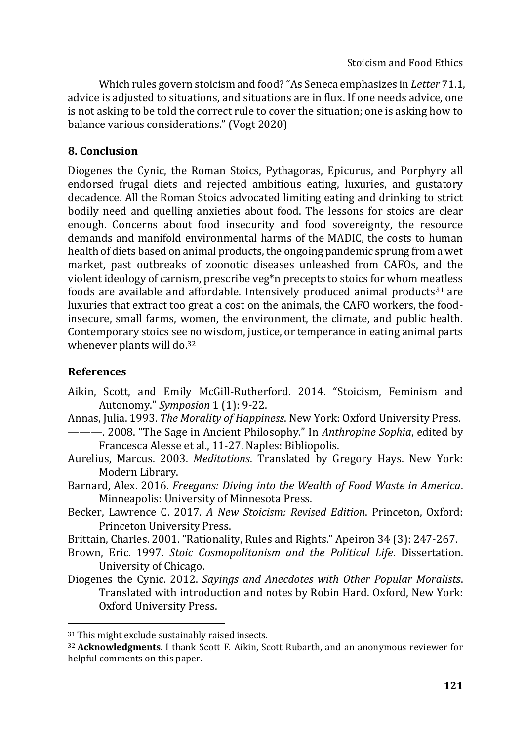Which rules govern stoicism and food? "As Seneca emphasizes in *Letter* 71.1, advice is adjusted to situations, and situations are in flux. If one needs advice, one is not asking to be told the correct rule to cover the situation; one is asking how to balance various considerations." (Vogt 2020)

## 8. Conclusion

Diogenes the Cynic, the Roman Stoics, Pythagoras, Epicurus, and Porphyry all endorsed frugal diets and rejected ambitious eating, luxuries, and gustatory decadence. All the Roman Stoics advocated limiting eating and drinking to strict bodily need and quelling anxieties about food. The lessons for stoics are clear enough. Concerns about food insecurity and food sovereignty, the resource demands and manifold environmental harms of the MADIC, the costs to human health of diets based on animal products, the ongoing pandemic sprung from a wet market, past outbreaks of zoonotic diseases unleashed from CAFOs, and the violent ideology of carnism, prescribe veg*n precepts to stoics for whom meatless foods are available and affordable. Intensively produced animal products[31] are luxuries that extract too great a cost on the animals, the CAFO workers, the food-insecure, small farms, women, the environment, the climate, and public health. Contemporary stoics see no wisdom, justice, or temperance in eating animal parts whenever plants will do.[32]

## References

Aikin, Scott, and Emily McGill-Rutherford. 2014. "Stoicism, Feminism and Autonomy." *Symposion* 1 (1): 9-22.

Annas, Julia. 1993. *The Morality of Happiness*. New York: Oxford University Press.

———. 2008. "The Sage in Ancient Philosophy." In *Anthropine Sophia*, edited by Francesca Alesse et al., 11-27. Naples: Bibliopolis.

Aurelius, Marcus. 2003. *Meditations*. Translated by Gregory Hays. New York: Modern Library.

Barnard, Alex. 2016. *Freegans: Diving into the Wealth of Food Waste in America*. Minneapolis: University of Minnesota Press.

Becker, Lawrence C. 2017. *A New Stoicism: Revised Edition*. Princeton, Oxford: Princeton University Press.

Brittain, Charles. 2001. "Rationality, Rules and Rights." Apeiron 34 (3): 247-267.

Brown, Eric. 1997. *Stoic Cosmopolitanism and the Political Life*. Dissertation. University of Chicago.

Diogenes the Cynic. 2012. *Sayings and Anecdotes with Other Popular Moralists*. Translated with introduction and notes by Robin Hard. Oxford, New York: Oxford University Press.

---

[31] This might exclude sustainably raised insects.

[32] **Acknowledgments**. I thank Scott F. Aikin, Scott Rubarth, and an anonymous reviewer for helpful comments on this paper.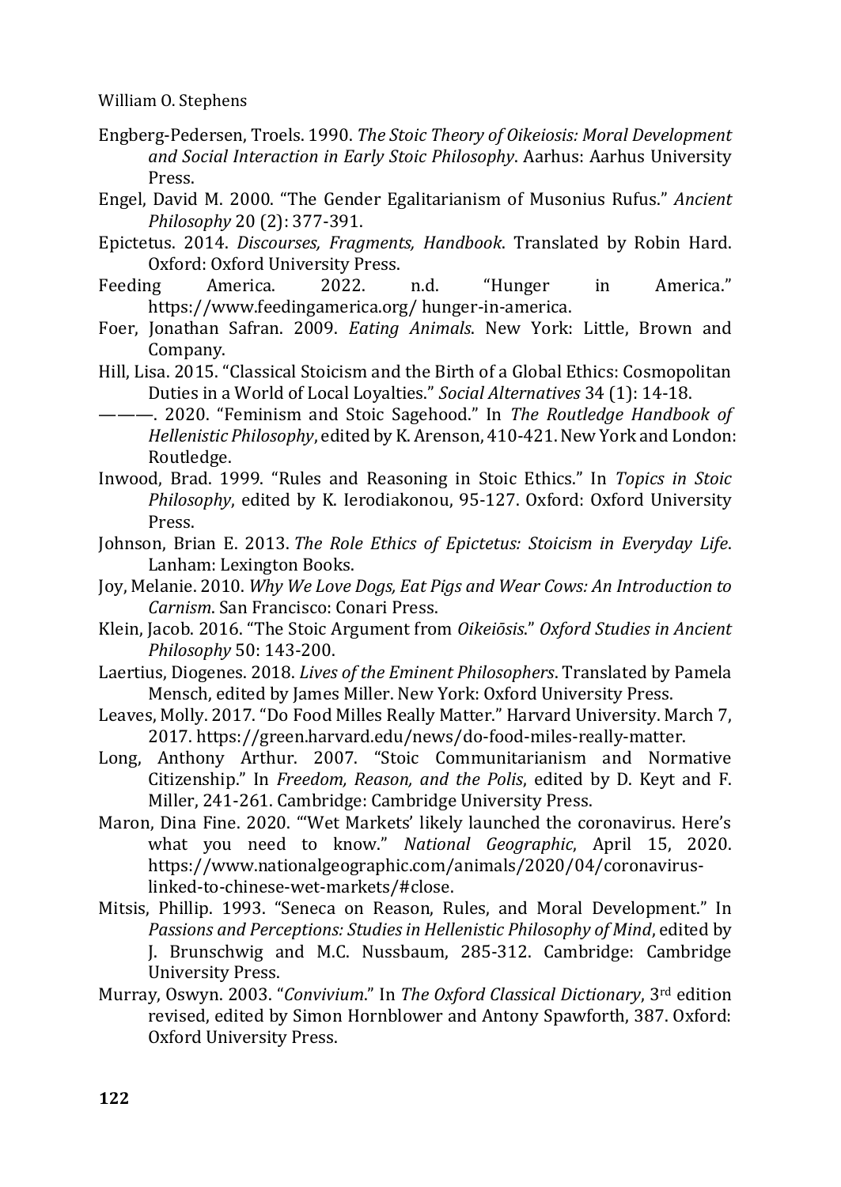Engberg-Pedersen, Troels. 1990. *The Stoic Theory of Oikeiosis: Moral Development and Social Interaction in Early Stoic Philosophy*. Aarhus: Aarhus University Press.

Engel, David M. 2000. "The Gender Egalitarianism of Musonius Rufus." *Ancient Philosophy* 20 (2): 377-391.

Epictetus. 2014. *Discourses, Fragments, Handbook*. Translated by Robin Hard. Oxford: Oxford University Press.

Feeding America. 2022. n.d. "Hunger in America." https://www.feedingamerica.org/ hunger-in-america.

Foer, Jonathan Safran. 2009. *Eating Animals*. New York: Little, Brown and Company.

Hill, Lisa. 2015. "Classical Stoicism and the Birth of a Global Ethics: Cosmopolitan Duties in a World of Local Loyalties." *Social Alternatives* 34 (1): 14-18.

———. 2020. "Feminism and Stoic Sagehood." In *The Routledge Handbook of Hellenistic Philosophy*, edited by K. Arenson, 410-421. New York and London: Routledge.

Inwood, Brad. 1999. "Rules and Reasoning in Stoic Ethics." In *Topics in Stoic Philosophy*, edited by K. Ierodiakonou, 95-127. Oxford: Oxford University Press.

Johnson, Brian E. 2013. *The Role Ethics of Epictetus: Stoicism in Everyday Life*. Lanham: Lexington Books.

Joy, Melanie. 2010. *Why We Love Dogs, Eat Pigs and Wear Cows: An Introduction to Carnism*. San Francisco: Conari Press.

Klein, Jacob. 2016. "The Stoic Argument from *Oikeiōsis*." *Oxford Studies in Ancient Philosophy* 50: 143-200.

Laertius, Diogenes. 2018. *Lives of the Eminent Philosophers*. Translated by Pamela Mensch, edited by James Miller. New York: Oxford University Press.

Leaves, Molly. 2017. "Do Food Milles Really Matter." Harvard University. March 7, 2017. https://green.harvard.edu/news/do-food-miles-really-matter.

Long, Anthony Arthur. 2007. "Stoic Communitarianism and Normative Citizenship." In *Freedom, Reason, and the Polis*, edited by D. Keyt and F. Miller, 241-261. Cambridge: Cambridge University Press.

Maron, Dina Fine. 2020. "'Wet Markets' likely launched the coronavirus. Here's what you need to know." *National Geographic*, April 15, 2020. https://www.nationalgeographic.com/animals/2020/04/coronavirus-linked-to-chinese-wet-markets/#close.

Mitsis, Phillip. 1993. "Seneca on Reason, Rules, and Moral Development." In *Passions and Perceptions: Studies in Hellenistic Philosophy of Mind*, edited by J. Brunschwig and M.C. Nussbaum, 285-312. Cambridge: Cambridge University Press.

Murray, Oswyn. 2003. "*Convivium*." In *The Oxford Classical Dictionary*, 3rd edition revised, edited by Simon Hornblower and Antony Spawforth, 387. Oxford: Oxford University Press.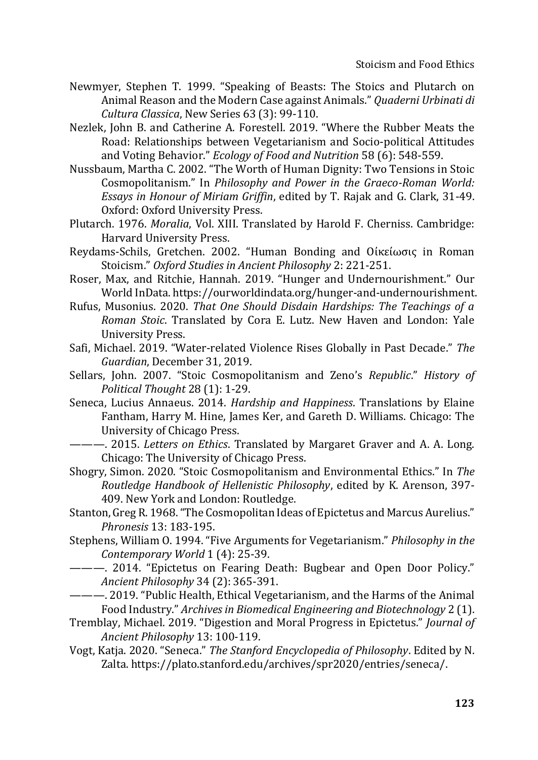Newmyer, Stephen T. 1999. "Speaking of Beasts: The Stoics and Plutarch on Animal Reason and the Modern Case against Animals." *Quaderni Urbinati di Cultura Classica*, New Series 63 (3): 99-110.

Nezlek, John B. and Catherine A. Forestell. 2019. "Where the Rubber Meats the Road: Relationships between Vegetarianism and Socio-political Attitudes and Voting Behavior." *Ecology of Food and Nutrition* 58 (6): 548-559.

Nussbaum, Martha C. 2002. "The Worth of Human Dignity: Two Tensions in Stoic Cosmopolitanism." In *Philosophy and Power in the Graeco-Roman World: Essays in Honour of Miriam Griffin*, edited by T. Rajak and G. Clark, 31-49. Oxford: Oxford University Press.

Plutarch. 1976. *Moralia*, Vol. XIII. Translated by Harold F. Cherniss. Cambridge: Harvard University Press.

Reydams-Schils, Gretchen. 2002. "Human Bonding and Οἰκείωσις in Roman Stoicism." *Oxford Studies in Ancient Philosophy* 2: 221-251.

Roser, Max, and Ritchie, Hannah. 2019. "Hunger and Undernourishment." Our World InData. https://ourworldindata.org/hunger-and-undernourishment.

Rufus, Musonius. 2020. *That One Should Disdain Hardships: The Teachings of a Roman Stoic*. Translated by Cora E. Lutz. New Haven and London: Yale University Press.

Safi, Michael. 2019. "Water-related Violence Rises Globally in Past Decade." *The Guardian*, December 31, 2019.

Sellars, John. 2007. "Stoic Cosmopolitanism and Zeno's *Republic*." *History of Political Thought* 28 (1): 1-29.

Seneca, Lucius Annaeus. 2014. *Hardship and Happiness*. Translations by Elaine Fantham, Harry M. Hine, James Ker, and Gareth D. Williams. Chicago: The University of Chicago Press.

———. 2015. *Letters on Ethics*. Translated by Margaret Graver and A. A. Long. Chicago: The University of Chicago Press.

Shogry, Simon. 2020. "Stoic Cosmopolitanism and Environmental Ethics." In *The Routledge Handbook of Hellenistic Philosophy*, edited by K. Arenson, 397-409. New York and London: Routledge.

Stanton, Greg R. 1968. "The Cosmopolitan Ideas of Epictetus and Marcus Aurelius." *Phronesis* 13: 183-195.

Stephens, William O. 1994. "Five Arguments for Vegetarianism." *Philosophy in the Contemporary World* 1 (4): 25-39.

———. 2014. "Epictetus on Fearing Death: Bugbear and Open Door Policy." *Ancient Philosophy* 34 (2): 365-391.

———. 2019. "Public Health, Ethical Vegetarianism, and the Harms of the Animal Food Industry." *Archives in Biomedical Engineering and Biotechnology* 2 (1).

Tremblay, Michael. 2019. "Digestion and Moral Progress in Epictetus." *Journal of Ancient Philosophy* 13: 100-119.

Vogt, Katja. 2020. "Seneca." *The Stanford Encyclopedia of Philosophy*. Edited by N. Zalta. https://plato.stanford.edu/archives/spr2020/entries/seneca/.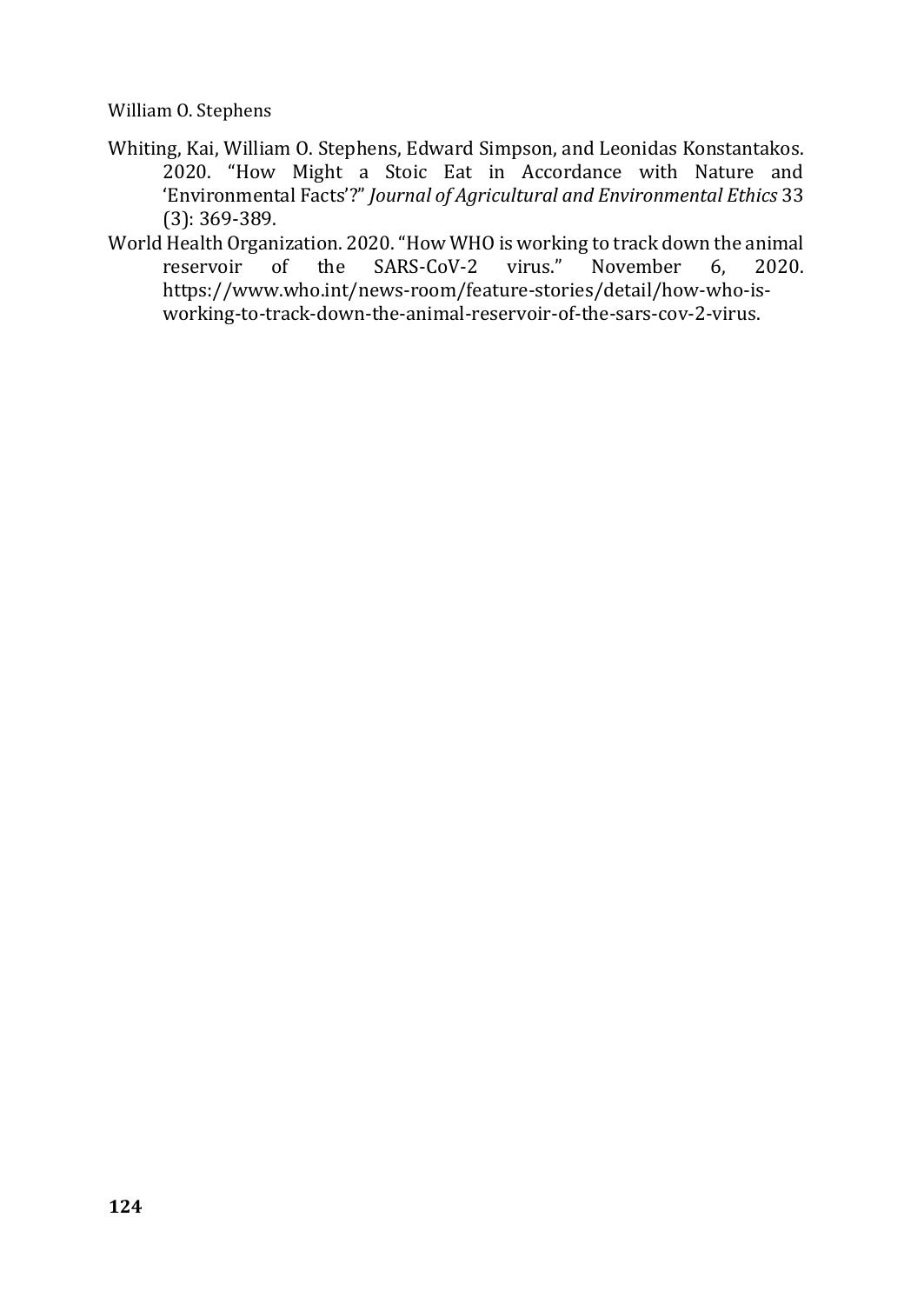Whiting, Kai, William O. Stephens, Edward Simpson, and Leonidas Konstantakos. 2020. "How Might a Stoic Eat in Accordance with Nature and 'Environmental Facts'?" *Journal of Agricultural and Environmental Ethics* 33 (3): 369-389.

World Health Organization. 2020. "How WHO is working to track down the animal reservoir of the SARS-CoV-2 virus." November 6, 2020. https://www.who.int/news-room/feature-stories/detail/how-who-is-working-to-track-down-the-animal-reservoir-of-the-sars-cov-2-virus.